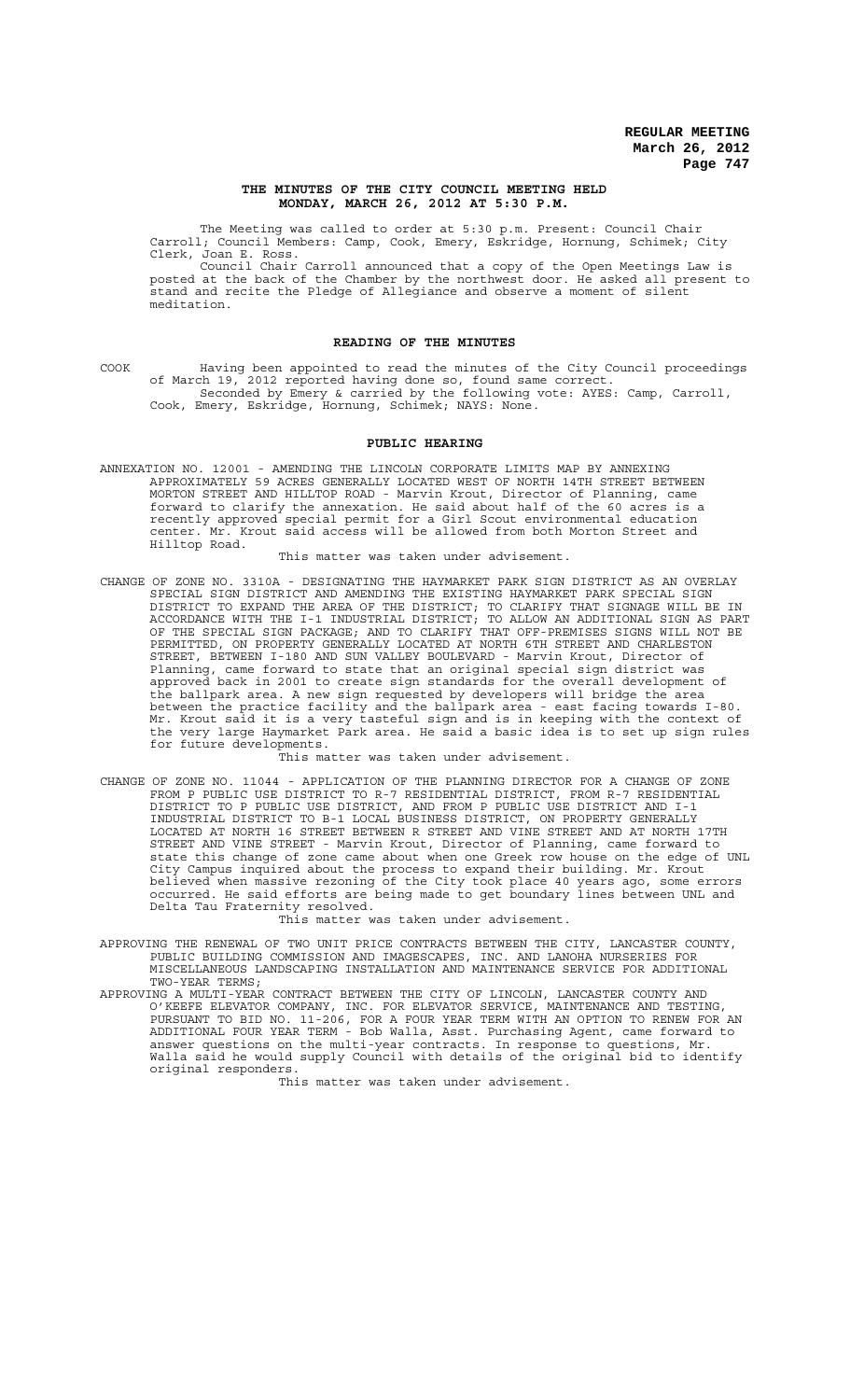# THE MINUTES OF THE CITY COUNCIL MEETING HELD MONDAY, MARCH 26, 2012 AT 5:30 P.M.

The Meeting was called to order at 5:30 p.m. Present: Council Chair Carroll; Council Members: Camp, Cook, Emery, Eskridge, Hornung, Schimek; City Clerk, Joan E. Ross.

Council Chair Carroll announced that a copy of the Open Meetings Law is posted at the back of the Chamber by the northwest door. He asked all present to stand and recite the Pledge of Allegiance and observe a moment of silent meditation.

## READING OF THE MINUTES

COOK Having been appointed to read the minutes of the City Council proceedings of March 19, 2012 reported having done so, found same correct.

Seconded by Emery & carried by the following vote: AYES: Camp, Carroll, Cook, Emery, Eskridge, Hornung, Schimek; NAYS: None.

## PUBLIC HEARING

ANNEXATION NO. 12001 - AMENDING THE LINCOLN CORPORATE LIMITS MAP BY ANNEXING APPROXIMATELY 59 ACRES GENERALLY LOCATED WEST OF NORTH 14TH STREET BETWEEN MORTON STREET AND HILLTOP ROAD - Marvin Krout, Director of Planning, came forward to clarify the annexation. He said about half of the 60 acres is a recently approved special permit for a Girl Scout environmental education center. Mr. Krout said access will be allowed from both Morton Street and Hilltop Road.

This matter was taken under advisement.

CHANGE OF ZONE NO. 3310A - DESIGNATING THE HAYMARKET PARK SIGN DISTRICT AS AN OVERLAY SPECIAL SIGN DISTRICT AND AMENDING THE EXISTING HAYMARKET PARK SPECIAL SIGN DISTRICT TO EXPAND THE AREA OF THE DISTRICT; TO CLARIFY THAT SIGNAGE WILL BE IN ACCORDANCE WITH THE I-1 INDUSTRIAL DISTRICT; TO ALLOW AN ADDITIONAL SIGN AS PART OF THE SPECIAL SIGN PACKAGE; AND TO CLARIFY THAT OFF-PREMISES SIGNS WILL NOT BE PERMITTED, ON PROPERTY GENERALLY LOCATED AT NORTH 6TH STREET AND CHARLESTON STREET, BETWEEN I-180 AND SUN VALLEY BOULEVARD - Marvin Krout, Director of Planning, came forward to state that an original special sign district was approved back in 2001 to create sign standards for the overall development of the ballpark area. A new sign requested by developers will bridge the area between the practice facility and the ballpark area - east facing towards I-80. Mr. Krout said it is a very tasteful sign and is in keeping with the context of the very large Haymarket Park area. He said a basic idea is to set up sign rules for future developments.

This matter was taken under advisement.

CHANGE OF ZONE NO. 11044 - APPLICATION OF THE PLANNING DIRECTOR FOR A CHANGE OF ZONE FROM P PUBLIC USE DISTRICT TO R-7 RESIDENTIAL DISTRICT, FROM R-7 RESIDENTIAL DISTRICT TO P PUBLIC USE DISTRICT, AND FROM P PUBLIC USE DISTRICT AND I-1 INDUSTRIAL DISTRICT TO B-1 LOCAL BUSINESS DISTRICT, ON PROPERTY GENERALLY LOCATED AT NORTH 16 STREET BETWEEN R STREET AND VINE STREET AND AT NORTH 17TH STREET AND VINE STREET - Marvin Krout, Director of Planning, came forward to state this change of zone came about when one Greek row house on the edge of UNL City Campus inquired about the process to expand their building. Mr. Krout believed when massive rezoning of the City took place 40 years ago, some errors occurred. He said efforts are being made to get boundary lines between UNL and Delta Tau Fraternity resolved.

This matter was taken under advisement.

APPROVING THE RENEWAL OF TWO UNIT PRICE CONTRACTS BETWEEN THE CITY, LANCASTER COUNTY, PUBLIC BUILDING COMMISSION AND IMAGESCAPES, INC. AND LANOHA NURSERIES FOR MISCELLANEOUS LANDSCAPING INSTALLATION AND MAINTENANCE SERVICE FOR ADDITIONAL TWO-YEAR TERMS;

APPROVING A MULTI-YEAR CONTRACT BETWEEN THE CITY OF LINCOLN, LANCASTER COUNTY AND O'KEEFE ELEVATOR COMPANY, INC. FOR ELEVATOR SERVICE, MAINTENANCE AND TESTING, PURSUANT TO BID NO. 11-206, FOR A FOUR YEAR TERM WITH AN OPTION TO RENEW FOR AN ADDITIONAL FOUR YEAR TERM - Bob Walla, Asst. Purchasing Agent, came forward to answer questions on the multi-year contracts. In response to questions, Mr. Walla said he would supply Council with details of the original bid to identify original responders.

This matter was taken under advisement.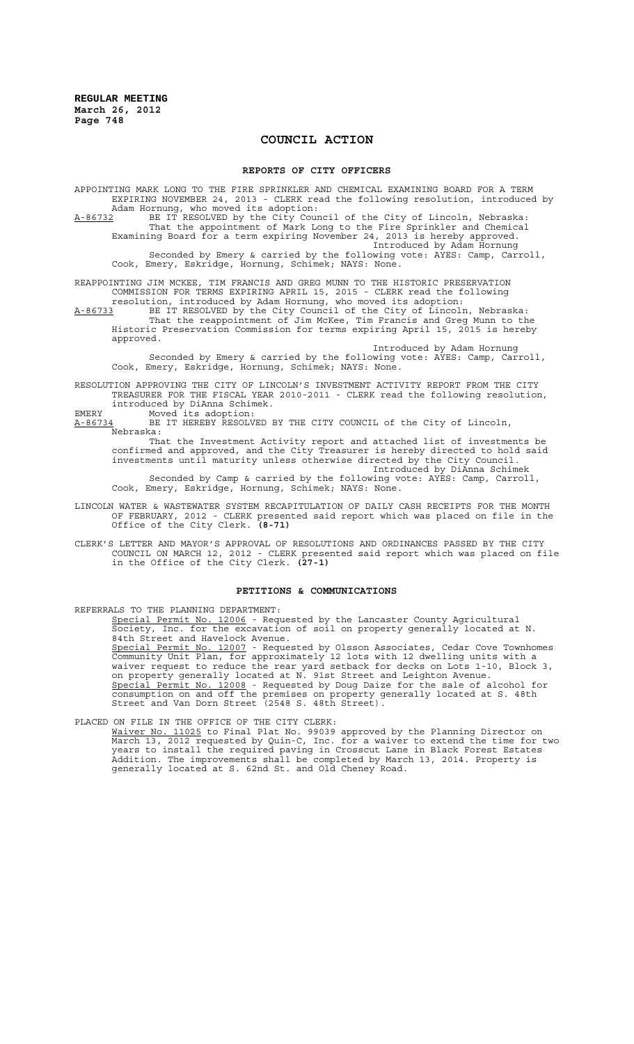# COUNCIL ACTION

## REPORTS OF CITY OFFICERS

APPOINTING MARK LONG TO THE FIRE SPRINKLER AND CHEMICAL EXAMINING BOARD FOR A TERM EXPIRING NOVEMBER 24, 2013 - CLERK read the following resolution, introduced by Adam Hornung, who moved its adoption:

A-86732 BE IT RESOLVED by the City Council of the City of Lincoln, Nebraska:

That the appointment of Mark Long to the Fire Sprinkler and Chemical Examining Board for a term expiring November 24, 2013 is hereby approved.

Introduced by Adam Hornung

Seconded by Emery & carried by the following vote: AYES: Camp, Carroll, Cook, Emery, Eskridge, Hornung, Schimek; NAYS: None.

REAPPOINTING JIM MCKEE, TIM FRANCIS AND GREG MUNN TO THE HISTORIC PRESERVATION COMMISSION FOR TERMS EXPIRING APRIL 15, 2015 - CLERK read the following resolution, introduced by Adam Hornung, who moved its adoption:

A-86733 BE IT RESOLVED by the City Council of the City of Lincoln, Nebraska:

That the reappointment of Jim McKee, Tim Francis and Greg Munn to the Historic Preservation Commission for terms expiring April 15, 2015 is hereby approved.

Introduced by Adam Hornung

Seconded by Emery & carried by the following vote: AYES: Camp, Carroll, Cook, Emery, Eskridge, Hornung, Schimek; NAYS: None.

RESOLUTION APPROVING THE CITY OF LINCOLN'S INVESTMENT ACTIVITY REPORT FROM THE CITY TREASURER FOR THE FISCAL YEAR 2010-2011 - CLERK read the following resolution, introduced by DiAnna Schimek.

EMERY Moved its adoption:

A-86734 BE IT HEREBY RESOLVED BY THE CITY COUNCIL of the City of Lincoln, Nebraska:

That the Investment Activity report and attached list of investments be confirmed and approved, and the City Treasurer is hereby directed to hold said investments until maturity unless otherwise directed by the City Council.

Introduced by DiAnna Schimek

Seconded by Camp & carried by the following vote: AYES: Camp, Carroll, Cook, Emery, Eskridge, Hornung, Schimek; NAYS: None.

LINCOLN WATER & WASTEWATER SYSTEM RECAPITULATION OF DAILY CASH RECEIPTS FOR THE MONTH OF FEBRUARY, 2012 - CLERK presented said report which was placed on file in the Office of the City Clerk. **(8-71)**

CLERK'S LETTER AND MAYOR'S APPROVAL OF RESOLUTIONS AND ORDINANCES PASSED BY THE CITY COUNCIL ON MARCH 12, 2012 - CLERK presented said report which was placed on file in the Office of the City Clerk. **(27-1)**

## PETITIONS & COMMUNICATIONS

REFERRALS TO THE PLANNING DEPARTMENT:

Special Permit No. 12006 - Requested by the Lancaster County Agricultural Society, Inc. for the excavation of soil on property generally located at N. 84th Street and Havelock Avenue.

Special Permit No. 12007 - Requested by Olsson Associates, Cedar Cove Townhomes Community Unit Plan, for approximately 12 lots with 12 dwelling units with a waiver request to reduce the rear yard setback for decks on Lots 1-10, Block 3, on property generally located at N. 91st Street and Leighton Avenue.

Special Permit No. 12008 - Requested by Doug Daize for the sale of alcohol for consumption on and off the premises on property generally located at S. 48th Street and Van Dorn Street (2548 S. 48th Street).

PLACED ON FILE IN THE OFFICE OF THE CITY CLERK:

Waiver No. 11025 to Final Plat No. 99039 approved by the Planning Director on March 13, 2012 requested by Quin-C, Inc. for a waiver to extend the time for two years to install the required paving in Crosscut Lane in Black Forest Estates Addition. The improvements shall be completed by March 13, 2014. Property is generally located at S. 62nd St. and Old Cheney Road.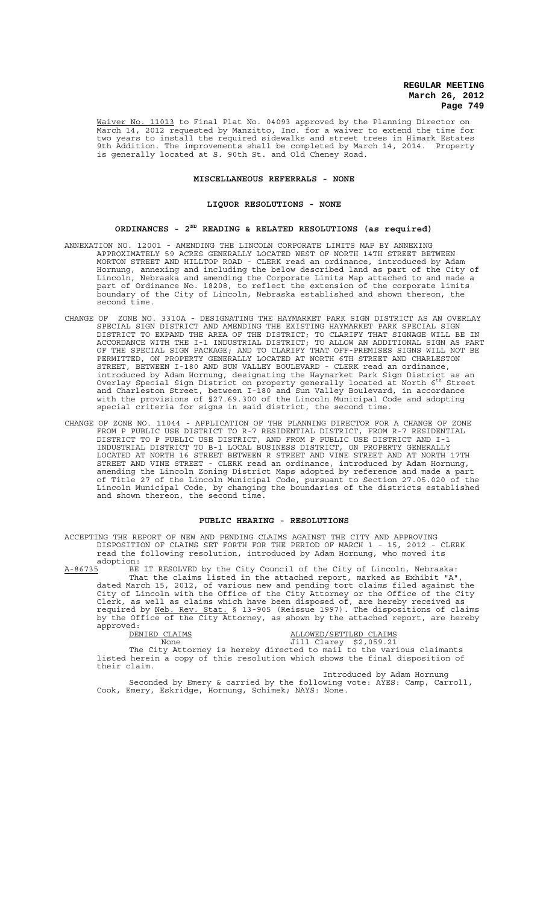Waiver No. 11013 to Final Plat No. 04093 approved by the Planning Director on March 14, 2012 requested by Manzitto, Inc. for a waiver to extend the time for two years to install the required sidewalks and street trees in Himark Estates 9th Addition. The improvements shall be completed by March 14, 2014. Property is generally located at S. 90th St. and Old Cheney Road.

## MISCELLANEOUS REFERRALS - NONE

## LIQUOR RESOLUTIONS - NONE

## ORDINANCES - 2ND READING & RELATED RESOLUTIONS (as required)

ANNEXATION NO. 12001 - AMENDING THE LINCOLN CORPORATE LIMITS MAP BY ANNEXING APPROXIMATELY 59 ACRES GENERALLY LOCATED WEST OF NORTH 14TH STREET BETWEEN MORTON STREET AND HILLTOP ROAD - CLERK read an ordinance, introduced by Adam Hornung, annexing and including the below described land as part of the City of Lincoln, Nebraska and amending the Corporate Limits Map attached to and made a part of Ordinance No. 18208, to reflect the extension of the corporate limits boundary of the City of Lincoln, Nebraska established and shown thereon, the second time.

CHANGE OF ZONE NO. 3310A - DESIGNATING THE HAYMARKET PARK SIGN DISTRICT AS AN OVERLAY SPECIAL SIGN DISTRICT AND AMENDING THE EXISTING HAYMARKET PARK SPECIAL SIGN DISTRICT TO EXPAND THE AREA OF THE DISTRICT; TO CLARIFY THAT SIGNAGE WILL BE IN ACCORDANCE WITH THE I-1 INDUSTRIAL DISTRICT; TO ALLOW AN ADDITIONAL SIGN AS PART OF THE SPECIAL SIGN PACKAGE; AND TO CLARIFY THAT OFF-PREMISES SIGNS WILL NOT BE PERMITTED, ON PROPERTY GENERALLY LOCATED AT NORTH 6TH STREET AND CHARLESTON STREET, BETWEEN I-180 AND SUN VALLEY BOULEVARD - CLERK read an ordinance, introduced by Adam Hornung, designating the Haymarket Park Sign District as an Overlay Special Sign District on property generally located at North 6th Street and Charleston Street, between I-180 and Sun Valley Boulevard, in accordance with the provisions of §27.69.300 of the Lincoln Municipal Code and adopting special criteria for signs in said district, the second time.

CHANGE OF ZONE NO. 11044 - APPLICATION OF THE PLANNING DIRECTOR FOR A CHANGE OF ZONE FROM P PUBLIC USE DISTRICT TO R-7 RESIDENTIAL DISTRICT, FROM R-7 RESIDENTIAL DISTRICT TO P PUBLIC USE DISTRICT, AND FROM P PUBLIC USE DISTRICT AND I-1 INDUSTRIAL DISTRICT TO B-1 LOCAL BUSINESS DISTRICT, ON PROPERTY GENERALLY LOCATED AT NORTH 16 STREET BETWEEN R STREET AND VINE STREET AND AT NORTH 17TH STREET AND VINE STREET - CLERK read an ordinance, introduced by Adam Hornung, amending the Lincoln Zoning District Maps adopted by reference and made a part of Title 27 of the Lincoln Municipal Code, pursuant to Section 27.05.020 of the Lincoln Municipal Code, by changing the boundaries of the districts established and shown thereon, the second time.

## PUBLIC HEARING - RESOLUTIONS

ACCEPTING THE REPORT OF NEW AND PENDING CLAIMS AGAINST THE CITY AND APPROVING DISPOSITION OF CLAIMS SET FORTH FOR THE PERIOD OF MARCH 1 - 15, 2012 - CLERK read the following resolution, introduced by Adam Hornung, who moved its adoption:

A-86735 BE IT RESOLVED by the City Council of the City of Lincoln, Nebraska:

That the claims listed in the attached report, marked as Exhibit "A", dated March 15, 2012, of various new and pending tort claims filed against the City of Lincoln with the Office of the City Attorney or the Office of the City Clerk, as well as claims which have been disposed of, are hereby received as required by Neb. Rev. Stat. § 13-905 (Reissue 1997). The dispositions of claims by the Office of the City Attorney, as shown by the attached report, are hereby approved:

| DENIED CLAIMS | ALLOWED/SETTLED CLAIMS |
|---|---|
| None | Jill Clarey $2,059.21 |

The City Attorney is hereby directed to mail to the various claimants listed herein a copy of this resolution which shows the final disposition of their claim.

Introduced by Adam Hornung

Seconded by Emery & carried by the following vote: AYES: Camp, Carroll, Cook, Emery, Eskridge, Hornung, Schimek; NAYS: None.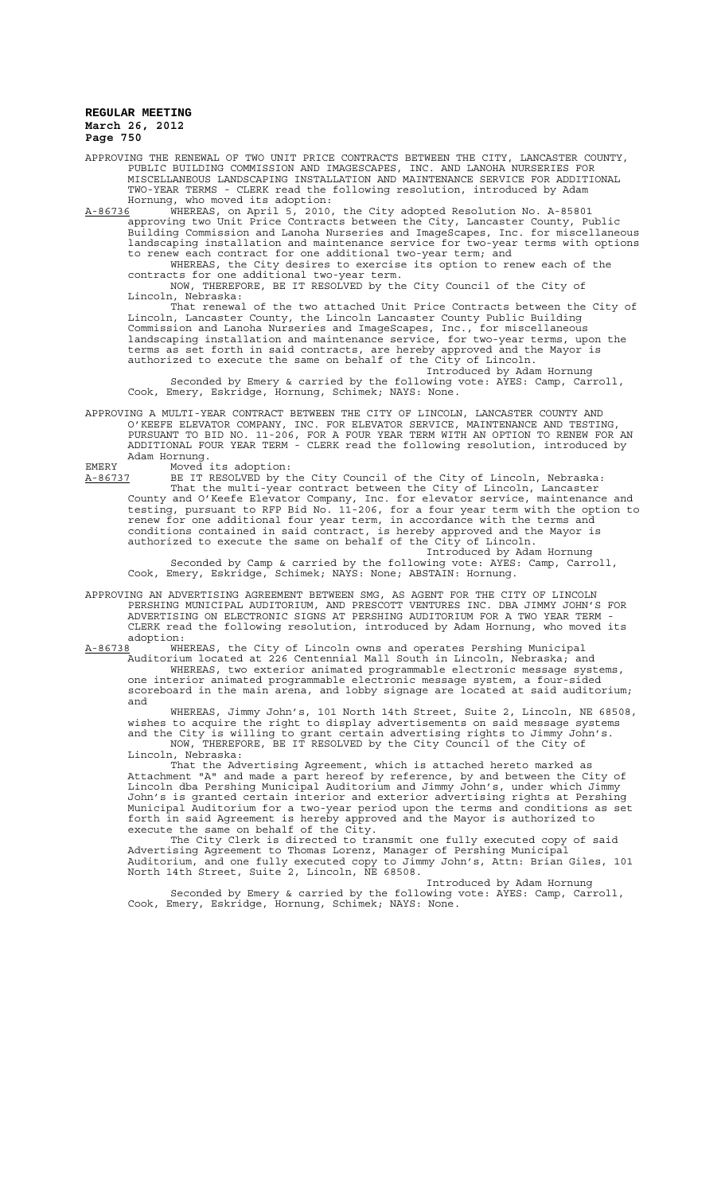APPROVING THE RENEWAL OF TWO UNIT PRICE CONTRACTS BETWEEN THE CITY, LANCASTER COUNTY, PUBLIC BUILDING COMMISSION AND IMAGESCAPES, INC. AND LANOHA NURSERIES FOR MISCELLANEOUS LANDSCAPING INSTALLATION AND MAINTENANCE SERVICE FOR ADDITIONAL TWO-YEAR TERMS - CLERK read the following resolution, introduced by Adam Hornung, who moved its adoption:

A-86736 WHEREAS, on April 5, 2010, the City adopted Resolution No. A-85801 approving two Unit Price Contracts between the City, Lancaster County, Public Building Commission and Lanoha Nurseries and ImageScapes, Inc. for miscellaneous landscaping installation and maintenance service for two-year terms with options to renew each contract for one additional two-year term; and

WHEREAS, the City desires to exercise its option to renew each of the contracts for one additional two-year term.

NOW, THEREFORE, BE IT RESOLVED by the City Council of the City of Lincoln, Nebraska:

That renewal of the two attached Unit Price Contracts between the City of Lincoln, Lancaster County, the Lincoln Lancaster County Public Building Commission and Lanoha Nurseries and ImageScapes, Inc., for miscellaneous landscaping installation and maintenance service, for two-year terms, upon the terms as set forth in said contracts, are hereby approved and the Mayor is authorized to execute the same on behalf of the City of Lincoln.

Introduced by Adam Hornung

Seconded by Emery & carried by the following vote: AYES: Camp, Carroll, Cook, Emery, Eskridge, Hornung, Schimek; NAYS: None.

APPROVING A MULTI-YEAR CONTRACT BETWEEN THE CITY OF LINCOLN, LANCASTER COUNTY AND O'KEEFE ELEVATOR COMPANY, INC. FOR ELEVATOR SERVICE, MAINTENANCE AND TESTING, PURSUANT TO BID NO. 11-206, FOR A FOUR YEAR TERM WITH AN OPTION TO RENEW FOR AN ADDITIONAL FOUR YEAR TERM - CLERK read the following resolution, introduced by Adam Hornung.

EMERY Moved its adoption:

A-86737 BE IT RESOLVED by the City Council of the City of Lincoln, Nebraska:

That the multi-year contract between the City of Lincoln, Lancaster County and O'Keefe Elevator Company, Inc. for elevator service, maintenance and testing, pursuant to RFP Bid No. 11-206, for a four year term with the option to renew for one additional four year term, in accordance with the terms and conditions contained in said contract, is hereby approved and the Mayor is authorized to execute the same on behalf of the City of Lincoln.

Introduced by Adam Hornung

Seconded by Camp & carried by the following vote: AYES: Camp, Carroll, Cook, Emery, Eskridge, Schimek; NAYS: None; ABSTAIN: Hornung.

APPROVING AN ADVERTISING AGREEMENT BETWEEN SMG, AS AGENT FOR THE CITY OF LINCOLN PERSHING MUNICIPAL AUDITORIUM, AND PRESCOTT VENTURES INC. DBA JIMMY JOHN'S FOR ADVERTISING ON ELECTRONIC SIGNS AT PERSHING AUDITORIUM FOR A TWO YEAR TERM - CLERK read the following resolution, introduced by Adam Hornung, who moved its adoption:

A-86738 WHEREAS, the City of Lincoln owns and operates Pershing Municipal Auditorium located at 226 Centennial Mall South in Lincoln, Nebraska; and

WHEREAS, two exterior animated programmable electronic message systems, one interior animated programmable electronic message system, a four-sided scoreboard in the main arena, and lobby signage are located at said auditorium; and

WHEREAS, Jimmy John's, 101 North 14th Street, Suite 2, Lincoln, NE 68508, wishes to acquire the right to display advertisements on said message systems and the City is willing to grant certain advertising rights to Jimmy John's.

NOW, THEREFORE, BE IT RESOLVED by the City Council of the City of Lincoln, Nebraska:

That the Advertising Agreement, which is attached hereto marked as Attachment "A" and made a part hereof by reference, by and between the City of Lincoln dba Pershing Municipal Auditorium and Jimmy John's, under which Jimmy John's is granted certain interior and exterior advertising rights at Pershing Municipal Auditorium for a two-year period upon the terms and conditions as set forth in said Agreement is hereby approved and the Mayor is authorized to execute the same on behalf of the City.

The City Clerk is directed to transmit one fully executed copy of said Advertising Agreement to Thomas Lorenz, Manager of Pershing Municipal Auditorium, and one fully executed copy to Jimmy John's, Attn: Brian Giles, 101 North 14th Street, Suite 2, Lincoln, NE 68508.

Introduced by Adam Hornung

Seconded by Emery & carried by the following vote: AYES: Camp, Carroll, Cook, Emery, Eskridge, Hornung, Schimek; NAYS: None.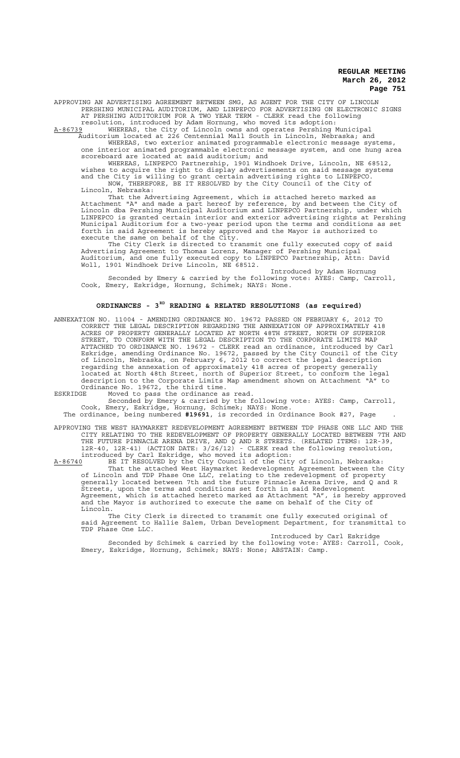APPROVING AN ADVERTISING AGREEMENT BETWEEN SMG, AS AGENT FOR THE CITY OF LINCOLN PERSHING MUNICIPAL AUDITORIUM, AND LINPEPCO FOR ADVERTISING ON ELECTRONIC SIGNS AT PERSHING AUDITORIUM FOR A TWO YEAR TERM - CLERK read the following resolution, introduced by Adam Hornung, who moved its adoption:

A-86739 WHEREAS, the City of Lincoln owns and operates Pershing Municipal Auditorium located at 226 Centennial Mall South in Lincoln, Nebraska; and

WHEREAS, two exterior animated programmable electronic message systems, one interior animated programmable electronic message system, and one hung area scoreboard are located at said auditorium; and

WHEREAS, LINPEPCO Partnership, 1901 Windhoek Drive, Lincoln, NE 68512, wishes to acquire the right to display advertisements on said message systems and the City is willing to grant certain advertising rights to LINPEPCO.

NOW, THEREFORE, BE IT RESOLVED by the City Council of the City of Lincoln, Nebraska:

That the Advertising Agreement, which is attached hereto marked as Attachment "A" and made a part hereof by reference, by and between the City of Lincoln dba Pershing Municipal Auditorium and LINPEPCO Partnership, under which LINPEPCO is granted certain interior and exterior advertising rights at Pershing Municipal Auditorium for a two-year period upon the terms and conditions as set forth in said Agreement is hereby approved and the Mayor is authorized to execute the same on behalf of the City.

The City Clerk is directed to transmit one fully executed copy of said Advertising Agreement to Thomas Lorenz, Manager of Pershing Municipal Auditorium, and one fully executed copy to LINPEPCO Partnership, Attn: David Woll, 1901 Windhoek Drive Lincoln, NE 68512.

Introduced by Adam Hornung

Seconded by Emery & carried by the following vote: AYES: Camp, Carroll, Cook, Emery, Eskridge, Hornung, Schimek; NAYS: None.

## ORDINANCES - 3RD READING & RELATED RESOLUTIONS (as required)

ANNEXATION NO. 11004 - AMENDING ORDINANCE NO. 19672 PASSED ON FEBRUARY 6, 2012 TO CORRECT THE LEGAL DESCRIPTION REGARDING THE ANNEXATION OF APPROXIMATELY 418 ACRES OF PROPERTY GENERALLY LOCATED AT NORTH 48TH STREET, NORTH OF SUPERIOR STREET, TO CONFORM WITH THE LEGAL DESCRIPTION TO THE CORPORATE LIMITS MAP ATTACHED TO ORDINANCE NO. 19672 - CLERK read an ordinance, introduced by Carl Eskridge, amending Ordinance No. 19672, passed by the City Council of the City of Lincoln, Nebraska, on February 6, 2012 to correct the legal description regarding the annexation of approximately 418 acres of property generally located at North 48th Street, north of Superior Street, to conform the legal description to the Corporate Limits Map amendment shown on Attachment "A" to Ordinance No. 19672, the third time.

ESKRIDGE Moved to pass the ordinance as read.

Seconded by Emery & carried by the following vote: AYES: Camp, Carroll, Cook, Emery, Eskridge, Hornung, Schimek; NAYS: None.

The ordinance, being numbered **#19691**, is recorded in Ordinance Book #27, Page .

APPROVING THE WEST HAYMARKET REDEVELOPMENT AGREEMENT BETWEEN TDP PHASE ONE LLC AND THE CITY RELATING TO THE REDEVELOPMENT OF PROPERTY GENERALLY LOCATED BETWEEN 7TH AND THE FUTURE PINNACLE ARENA DRIVE, AND Q AND R STREETS. (RELATED ITEMS: 12R-39, 12R-40, 12R-41) (ACTION DATE: 3/26/12) - CLERK read the following resolution, introduced by Carl Eskridge, who moved its adoption:

A-86740 BE IT RESOLVED by the City Council of the City of Lincoln, Nebraska:

That the attached West Haymarket Redevelopment Agreement between the City of Lincoln and TDP Phase One LLC, relating to the redevelopment of property generally located between 7th and the future Pinnacle Arena Drive, and Q and R Streets, upon the terms and conditions set forth in said Redevelopment Agreement, which is attached hereto marked as Attachment "A", is hereby approved and the Mayor is authorized to execute the same on behalf of the City of Lincoln.

The City Clerk is directed to transmit one fully executed original of said Agreement to Hallie Salem, Urban Development Department, for transmittal to TDP Phase One LLC.

Introduced by Carl Eskridge

Seconded by Schimek & carried by the following vote: AYES: Carroll, Cook, Emery, Eskridge, Hornung, Schimek; NAYS: None; ABSTAIN: Camp.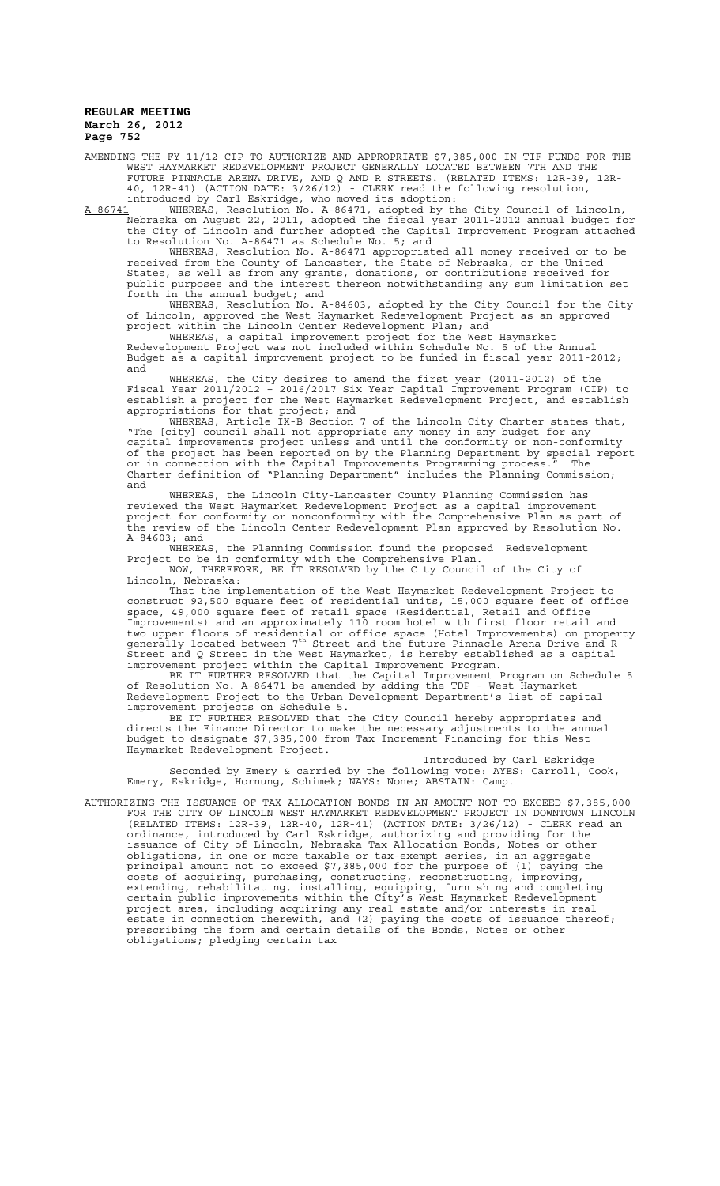AMENDING THE FY 11/12 CIP TO AUTHORIZE AND APPROPRIATE $7,385,000 IN TIF FUNDS FOR THE WEST HAYMARKET REDEVELOPMENT PROJECT GENERALLY LOCATED BETWEEN 7TH AND THE FUTURE PINNACLE ARENA DRIVE, AND Q AND R STREETS. (RELATED ITEMS: 12R-39, 12R-40, 12R-41) (ACTION DATE: 3/26/12) - CLERK read the following resolution, introduced by Carl Eskridge, who moved its adoption:

A-86741 WHEREAS, Resolution No. A-86471, adopted by the City Council of Lincoln, Nebraska on August 22, 2011, adopted the fiscal year 2011-2012 annual budget for the City of Lincoln and further adopted the Capital Improvement Program attached to Resolution No. A-86471 as Schedule No. 5; and

WHEREAS, Resolution No. A-86471 appropriated all money received or to be received from the County of Lancaster, the State of Nebraska, or the United States, as well as from any grants, donations, or contributions received for public purposes and the interest thereon notwithstanding any sum limitation set forth in the annual budget; and

WHEREAS, Resolution No. A-84603, adopted by the City Council for the City of Lincoln, approved the West Haymarket Redevelopment Project as an approved project within the Lincoln Center Redevelopment Plan; and

WHEREAS, a capital improvement project for the West Haymarket Redevelopment Project was not included within Schedule No. 5 of the Annual Budget as a capital improvement project to be funded in fiscal year 2011-2012; and

WHEREAS, the City desires to amend the first year (2011-2012) of the Fiscal Year 2011/2012 – 2016/2017 Six Year Capital Improvement Program (CIP) to establish a project for the West Haymarket Redevelopment Project, and establish appropriations for that project; and

WHEREAS, Article IX-B Section 7 of the Lincoln City Charter states that, "The [city] council shall not appropriate any money in any budget for any capital improvements project unless and until the conformity or non-conformity of the project has been reported on by the Planning Department by special report or in connection with the Capital Improvements Programming process." The Charter definition of "Planning Department" includes the Planning Commission; and

WHEREAS, the Lincoln City-Lancaster County Planning Commission has reviewed the West Haymarket Redevelopment Project as a capital improvement project for conformity or nonconformity with the Comprehensive Plan as part of the review of the Lincoln Center Redevelopment Plan approved by Resolution No. A-84603; and

WHEREAS, the Planning Commission found the proposed Redevelopment Project to be in conformity with the Comprehensive Plan.

NOW, THEREFORE, BE IT RESOLVED by the City Council of the City of Lincoln, Nebraska:

That the implementation of the West Haymarket Redevelopment Project to construct 92,500 square feet of residential units, 15,000 square feet of office space, 49,000 square feet of retail space (Residential, Retail and Office Improvements) and an approximately 110 room hotel with first floor retail and two upper floors of residential or office space (Hotel Improvements) on property generally located between 7th Street and the future Pinnacle Arena Drive and R Street and Q Street in the West Haymarket, is hereby established as a capital improvement project within the Capital Improvement Program.

BE IT FURTHER RESOLVED that the Capital Improvement Program on Schedule 5 of Resolution No. A-86471 be amended by adding the TDP - West Haymarket Redevelopment Project to the Urban Development Department's list of capital improvement projects on Schedule 5.

BE IT FURTHER RESOLVED that the City Council hereby appropriates and directs the Finance Director to make the necessary adjustments to the annual budget to designate $7,385,000 from Tax Increment Financing for this West Haymarket Redevelopment Project.

Introduced by Carl Eskridge

Seconded by Emery & carried by the following vote: AYES: Carroll, Cook, Emery, Eskridge, Hornung, Schimek; NAYS: None; ABSTAIN: Camp.

AUTHORIZING THE ISSUANCE OF TAX ALLOCATION BONDS IN AN AMOUNT NOT TO EXCEED $7,385,000 FOR THE CITY OF LINCOLN WEST HAYMARKET REDEVELOPMENT PROJECT IN DOWNTOWN LINCOLN (RELATED ITEMS: 12R-39, 12R-40, 12R-41) (ACTION DATE: 3/26/12) - CLERK read an ordinance, introduced by Carl Eskridge, authorizing and providing for the issuance of City of Lincoln, Nebraska Tax Allocation Bonds, Notes or other obligations, in one or more taxable or tax-exempt series, in an aggregate principal amount not to exceed $7,385,000 for the purpose of (1) paying the costs of acquiring, purchasing, constructing, reconstructing, improving, extending, rehabilitating, installing, equipping, furnishing and completing certain public improvements within the City's West Haymarket Redevelopment project area, including acquiring any real estate and/or interests in real estate in connection therewith, and (2) paying the costs of issuance thereof; prescribing the form and certain details of the Bonds, Notes or other obligations; pledging certain tax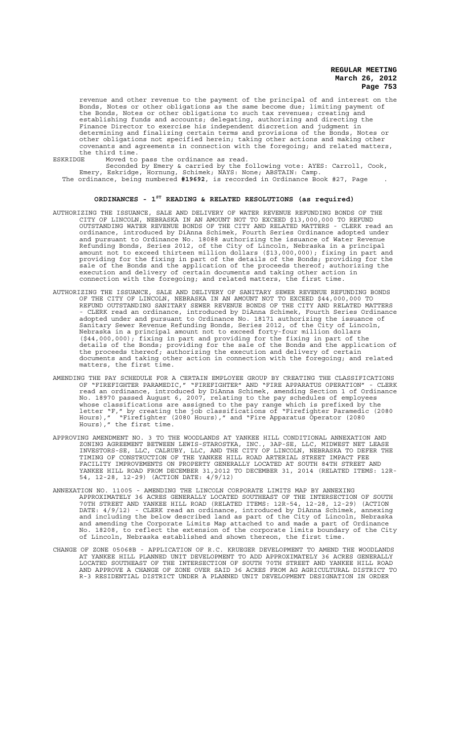revenue and other revenue to the payment of the principal of and interest on the Bonds, Notes or other obligations as the same become due; limiting payment of the Bonds, Notes or other obligations to such tax revenues; creating and establishing funds and accounts; delegating, authorizing and directing the Finance Director to exercise his independent discretion and judgment in determining and finalizing certain terms and provisions of the Bonds, Notes or other obligations not specified herein; taking other actions and making other covenants and agreements in connection with the foregoing; and related matters, the third time.

ESKRIDGE Moved to pass the ordinance as read.

Seconded by Emery & carried by the following vote: AYES: Carroll, Cook, Emery, Eskridge, Hornung, Schimek; NAYS: None; ABSTAIN: Camp.

The ordinance, being numbered **#19692**, is recorded in Ordinance Book #27, Page .

## ORDINANCES - 1ST READING & RELATED RESOLUTIONS (as required)

AUTHORIZING THE ISSUANCE, SALE AND DELIVERY OF WATER REVENUE REFUNDING BONDS OF THE CITY OF LINCOLN, NEBRASKA IN AN AMOUNT NOT TO EXCEED $13,000,000 TO REFUND OUTSTANDING WATER REVENUE BONDS OF THE CITY AND RELATED MATTERS - CLERK read an ordinance, introduced by DiAnna Schimek, Fourth Series Ordinance adopted under and pursuant to Ordinance No. 18088 authorizing the issuance of Water Revenue Refunding Bonds, Series 2012, of the City of Lincoln, Nebraska in a principal amount not to exceed thirteen million dollars ($13,000,000); fixing in part and providing for the fixing in part of the details of the Bonds; providing for the sale of the Bonds and the application of the proceeds thereof; authorizing the execution and delivery of certain documents and taking other action in connection with the foregoing; and related matters, the first time.

AUTHORIZING THE ISSUANCE, SALE AND DELIVERY OF SANITARY SEWER REVENUE REFUNDING BONDS OF THE CITY OF LINCOLN, NEBRASKA IN AN AMOUNT NOT TO EXCEED $44,000,000 TO REFUND OUTSTANDING SANITARY SEWER REVENUE BONDS OF THE CITY AND RELATED MATTERS - CLERK read an ordinance, introduced by DiAnna Schimek, Fourth Series Ordinance adopted under and pursuant to Ordinance No. 18171 authorizing the issuance of Sanitary Sewer Revenue Refunding Bonds, Series 2012, of the City of Lincoln, Nebraska in a principal amount not to exceed forty-four million dollars ($44,000,000); fixing in part and providing for the fixing in part of the details of the Bonds; providing for the sale of the Bonds and the application of the proceeds thereof; authorizing the execution and delivery of certain documents and taking other action in connection with the foregoing; and related matters, the first time.

AMENDING THE PAY SCHEDULE FOR A CERTAIN EMPLOYEE GROUP BY CREATING THE CLASSIFICATIONS OF "FIREFIGHTER PARAMEDIC," "FIREFIGHTER" AND "FIRE APPARATUS OPERATION" - CLERK read an ordinance, introduced by DiAnna Schimek, amending Section 1 of Ordinance No. 18970 passed August 6, 2007, relating to the pay schedules of employees whose classifications are assigned to the pay range which is prefixed by the letter "F," by creating the job classifications of "Firefighter Paramedic (2080 Hours)," "Firefighter (2080 Hours)," and "Fire Apparatus Operator (2080 Hours)," the first time.

APPROVING AMENDMENT NO. 3 TO THE WOODLANDS AT YANKEE HILL CONDITIONAL ANNEXATION AND ZONING AGREEMENT BETWEEN LEWIS-STAROSTKA, INC., 3AP-SE, LLC, MIDWEST NET LEASE INVESTORS-SE, LLC, CALRUBY, LLC, AND THE CITY OF LINCOLN, NEBRASKA TO DEFER THE TIMING OF CONSTRUCTION OF THE YANKEE HILL ROAD ARTERIAL STREET IMPACT FEE FACILITY IMPROVEMENTS ON PROPERTY GENERALLY LOCATED AT SOUTH 84TH STREET AND YANKEE HILL ROAD FROM DECEMBER 31,2012 TO DECEMBER 31, 2014 (RELATED ITEMS: 12R-54, 12-28, 12-29) (ACTION DATE: 4/9/12)

ANNEXATION NO. 11005 - AMENDING THE LINCOLN CORPORATE LIMITS MAP BY ANNEXING APPROXIMATELY 36 ACRES GENERALLY LOCATED SOUTHEAST OF THE INTERSECTION OF SOUTH 70TH STREET AND YANKEE HILL ROAD (RELATED ITEMS: 12R-54, 12-28, 12-29) (ACTION DATE: 4/9/12) - CLERK read an ordinance, introduced by DiAnna Schimek, annexing and including the below described land as part of the City of Lincoln, Nebraska and amending the Corporate Limits Map attached to and made a part of Ordinance No. 18208, to reflect the extension of the corporate limits boundary of the City of Lincoln, Nebraska established and shown thereon, the first time.

CHANGE OF ZONE 05068B - APPLICATION OF R.C. KRUEGER DEVELOPMENT TO AMEND THE WOODLANDS AT YANKEE HILL PLANNED UNIT DEVELOPMENT TO ADD APPROXIMATELY 36 ACRES GENERALLY LOCATED SOUTHEAST OF THE INTERSECTION OF SOUTH 70TH STREET AND YANKEE HILL ROAD AND APPROVE A CHANGE OF ZONE OVER SAID 36 ACRES FROM AG AGRICULTURAL DISTRICT TO R-3 RESIDENTIAL DISTRICT UNDER A PLANNED UNIT DEVELOPMENT DESIGNATION IN ORDER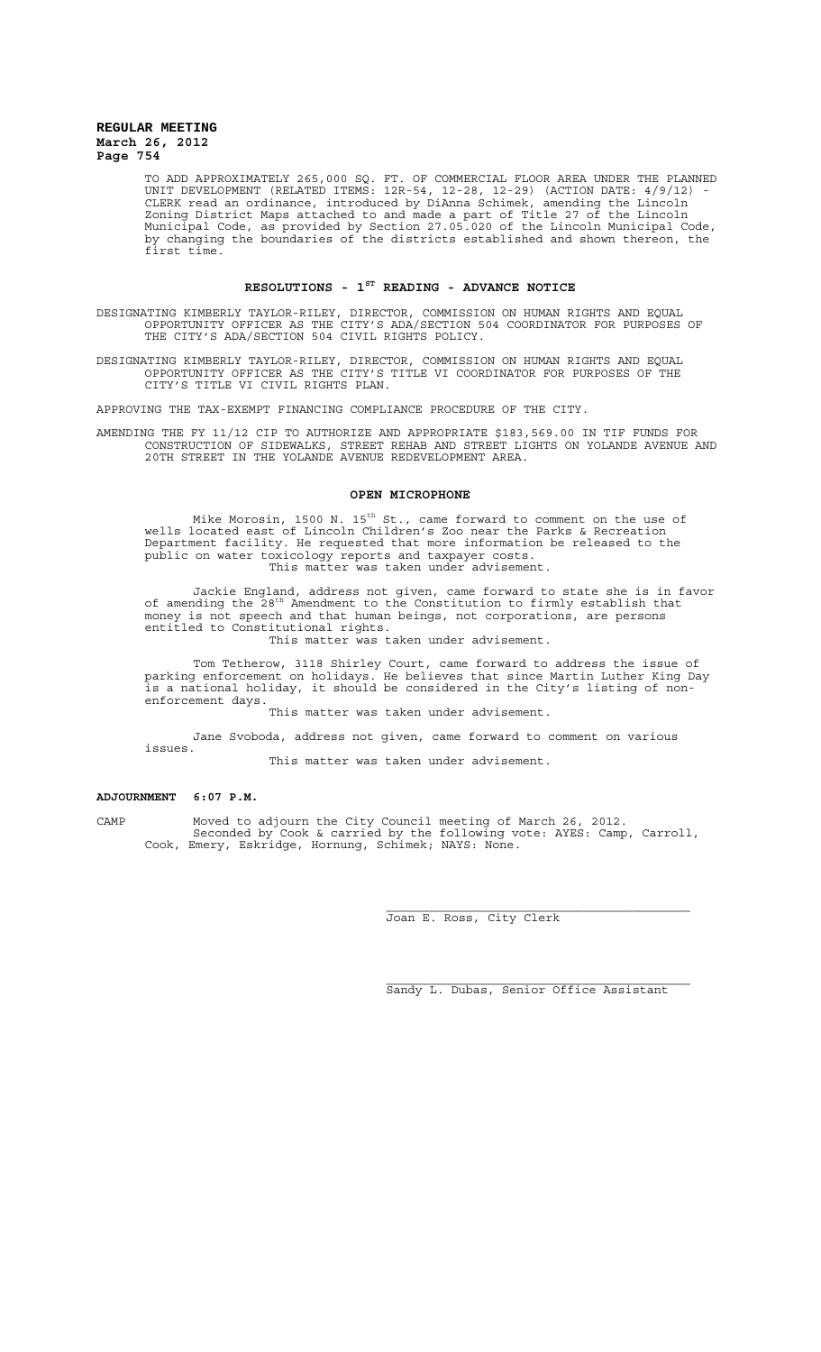TO ADD APPROXIMATELY 265,000 SQ. FT. OF COMMERCIAL FLOOR AREA UNDER THE PLANNED UNIT DEVELOPMENT (RELATED ITEMS: 12R-54, 12-28, 12-29) (ACTION DATE: 4/9/12) - CLERK read an ordinance, introduced by DiAnna Schimek, amending the Lincoln Zoning District Maps attached to and made a part of Title 27 of the Lincoln Municipal Code, as provided by Section 27.05.020 of the Lincoln Municipal Code, by changing the boundaries of the districts established and shown thereon, the first time.

## RESOLUTIONS - 1ST READING - ADVANCE NOTICE

DESIGNATING KIMBERLY TAYLOR-RILEY, DIRECTOR, COMMISSION ON HUMAN RIGHTS AND EQUAL OPPORTUNITY OFFICER AS THE CITY'S ADA/SECTION 504 COORDINATOR FOR PURPOSES OF THE CITY'S ADA/SECTION 504 CIVIL RIGHTS POLICY.

DESIGNATING KIMBERLY TAYLOR-RILEY, DIRECTOR, COMMISSION ON HUMAN RIGHTS AND EQUAL OPPORTUNITY OFFICER AS THE CITY'S TITLE VI COORDINATOR FOR PURPOSES OF THE CITY'S TITLE VI CIVIL RIGHTS PLAN.

APPROVING THE TAX-EXEMPT FINANCING COMPLIANCE PROCEDURE OF THE CITY.

AMENDING THE FY 11/12 CIP TO AUTHORIZE AND APPROPRIATE $183,569.00 IN TIF FUNDS FOR CONSTRUCTION OF SIDEWALKS, STREET REHAB AND STREET LIGHTS ON YOLANDE AVENUE AND 20TH STREET IN THE YOLANDE AVENUE REDEVELOPMENT AREA.

## OPEN MICROPHONE

Mike Morosin, 1500 N. 15th St., came forward to comment on the use of wells located east of Lincoln Children's Zoo near the Parks & Recreation Department facility. He requested that more information be released to the public on water toxicology reports and taxpayer costs.
This matter was taken under advisement.

Jackie England, address not given, came forward to state she is in favor of amending the 28th Amendment to the Constitution to firmly establish that money is not speech and that human beings, not corporations, are persons entitled to Constitutional rights.
This matter was taken under advisement.

Tom Tetherow, 3118 Shirley Court, came forward to address the issue of parking enforcement on holidays. He believes that since Martin Luther King Day is a national holiday, it should be considered in the City's listing of non-enforcement days.
This matter was taken under advisement.

Jane Svoboda, address not given, came forward to comment on various issues.
This matter was taken under advisement.

## ADJOURNMENT 6:07 P.M.

CAMP Moved to adjourn the City Council meeting of March 26, 2012.
Seconded by Cook & carried by the following vote: AYES: Camp, Carroll, Cook, Emery, Eskridge, Hornung, Schimek; NAYS: None.

Joan E. Ross, City Clerk

Sandy L. Dubas, Senior Office Assistant